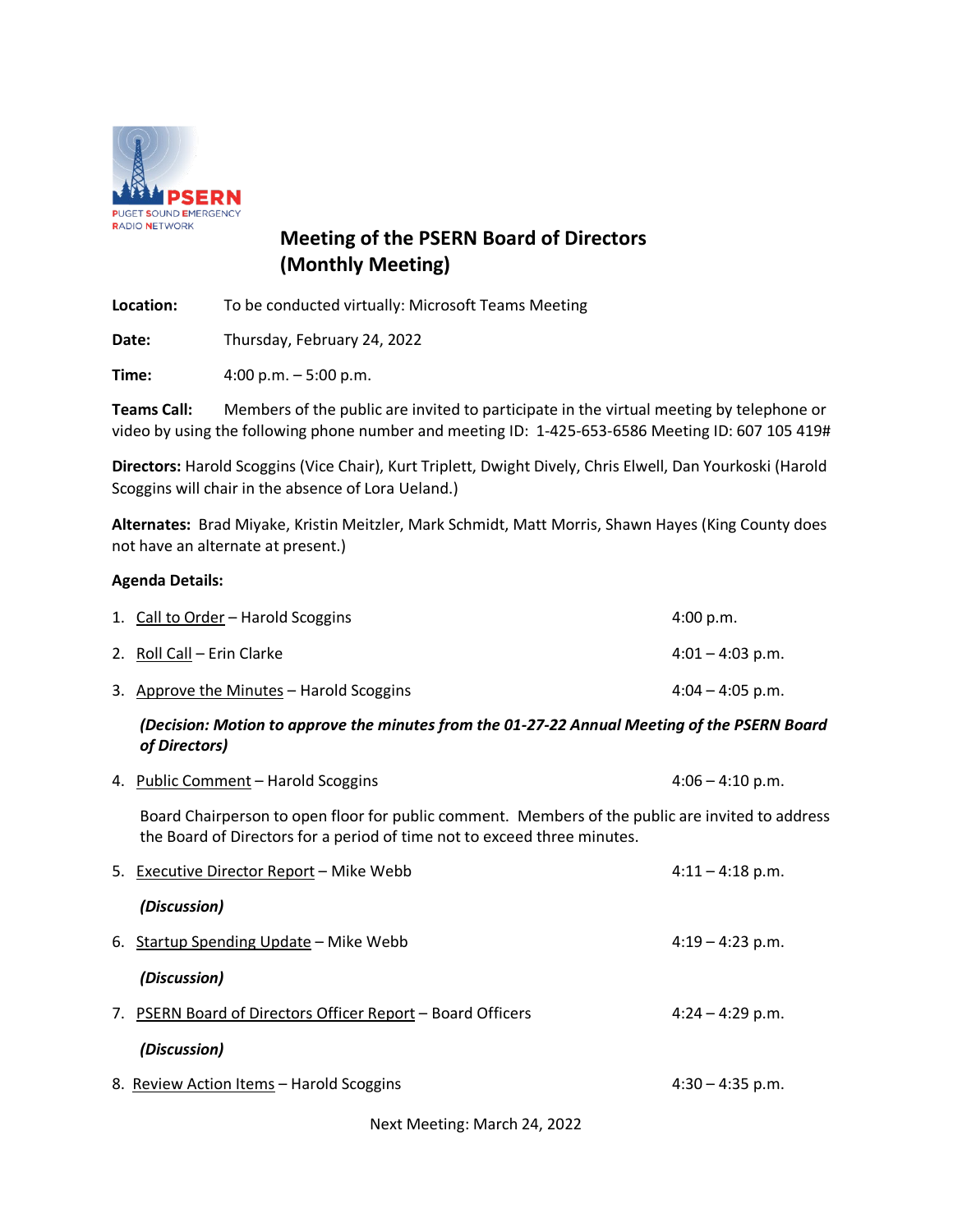PSERN
PUGET SOUND EMERGENCY RADIO NETWORK

# Meeting of the PSERN Board of Directors (Monthly Meeting)

**Location:** To be conducted virtually: Microsoft Teams Meeting

**Date:** Thursday, February 24, 2022

**Time:** 4:00 p.m. – 5:00 p.m.

**Teams Call:** Members of the public are invited to participate in the virtual meeting by telephone or video by using the following phone number and meeting ID: 1-425-653-6586 Meeting ID: 607 105 419#

**Directors:** Harold Scoggins (Vice Chair), Kurt Triplett, Dwight Dively, Chris Elwell, Dan Yourkoski (Harold Scoggins will chair in the absence of Lora Ueland.)

**Alternates:** Brad Miyake, Kristin Meitzler, Mark Schmidt, Matt Morris, Shawn Hayes (King County does not have an alternate at present.)

**Agenda Details:**

1. Call to Order – Harold Scoggins — 4:00 p.m.
2. Roll Call – Erin Clarke — 4:01 – 4:03 p.m.
3. Approve the Minutes – Harold Scoggins — 4:04 – 4:05 p.m.

   ***(Decision: Motion to approve the minutes from the 01-27-22 Annual Meeting of the PSERN Board of Directors)***

4. Public Comment – Harold Scoggins — 4:06 – 4:10 p.m.

   Board Chairperson to open floor for public comment. Members of the public are invited to address the Board of Directors for a period of time not to exceed three minutes.

5. Executive Director Report – Mike Webb — 4:11 – 4:18 p.m.

   ***(Discussion)***

6. Startup Spending Update – Mike Webb — 4:19 – 4:23 p.m.

   ***(Discussion)***

7. PSERN Board of Directors Officer Report – Board Officers — 4:24 – 4:29 p.m.

   ***(Discussion)***

8. Review Action Items – Harold Scoggins — 4:30 – 4:35 p.m.

Next Meeting: March 24, 2022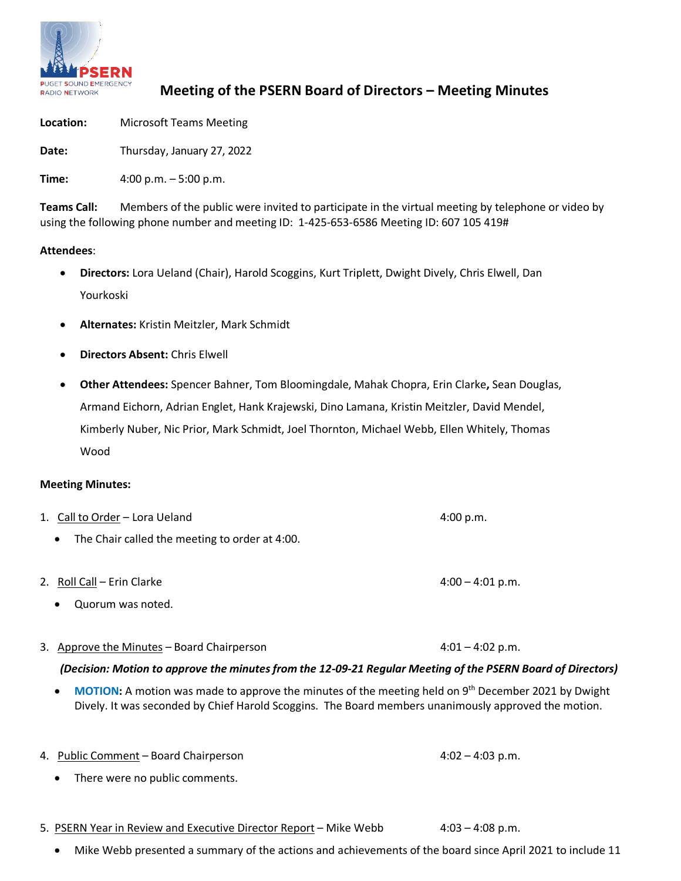# Meeting of the PSERN Board of Directors – Meeting Minutes

**Location:** Microsoft Teams Meeting

**Date:** Thursday, January 27, 2022

**Time:** 4:00 p.m. – 5:00 p.m.

**Teams Call:** Members of the public were invited to participate in the virtual meeting by telephone or video by using the following phone number and meeting ID: 1-425-653-6586 Meeting ID: 607 105 419#

**Attendees**:

- **Directors:** Lora Ueland (Chair), Harold Scoggins, Kurt Triplett, Dwight Dively, Chris Elwell, Dan Yourkoski
- **Alternates:** Kristin Meitzler, Mark Schmidt
- **Directors Absent:** Chris Elwell
- **Other Attendees:** Spencer Bahner, Tom Bloomingdale, Mahak Chopra, Erin Clarke**,** Sean Douglas, Armand Eichorn, Adrian Englet, Hank Krajewski, Dino Lamana, Kristin Meitzler, David Mendel, Kimberly Nuber, Nic Prior, Mark Schmidt, Joel Thornton, Michael Webb, Ellen Whitely, Thomas Wood

**Meeting Minutes:**

1. Call to Order – Lora Ueland — 4:00 p.m.
   - The Chair called the meeting to order at 4:00.

2. Roll Call – Erin Clarke — 4:00 – 4:01 p.m.
   - Quorum was noted.

3. Approve the Minutes – Board Chairperson — 4:01 – 4:02 p.m.

   ***(Decision: Motion to approve the minutes from the 12-09-21 Regular Meeting of the PSERN Board of Directors)***

   - **MOTION:** A motion was made to approve the minutes of the meeting held on 9th December 2021 by Dwight Dively. It was seconded by Chief Harold Scoggins. The Board members unanimously approved the motion.

4. Public Comment – Board Chairperson — 4:02 – 4:03 p.m.
   - There were no public comments.

5. PSERN Year in Review and Executive Director Report – Mike Webb — 4:03 – 4:08 p.m.
   - Mike Webb presented a summary of the actions and achievements of the board since April 2021 to include 11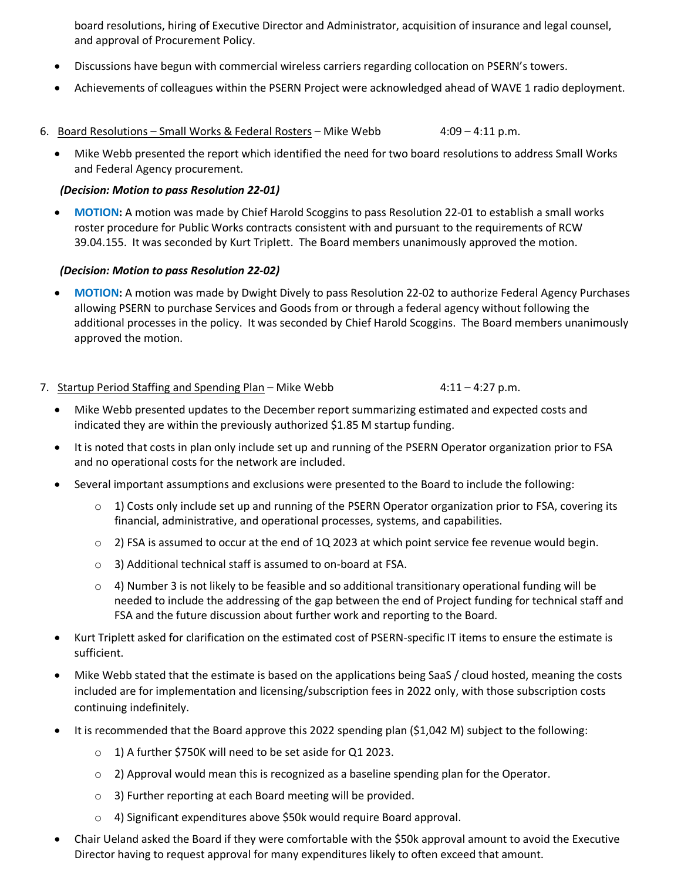board resolutions, hiring of Executive Director and Administrator, acquisition of insurance and legal counsel, and approval of Procurement Policy.

- Discussions have begun with commercial wireless carriers regarding collocation on PSERN's towers.
- Achievements of colleagues within the PSERN Project were acknowledged ahead of WAVE 1 radio deployment.

6. Board Resolutions – Small Works & Federal Rosters – Mike Webb 4:09 – 4:11 p.m.

- Mike Webb presented the report which identified the need for two board resolutions to address Small Works and Federal Agency procurement.

***(Decision: Motion to pass Resolution 22-01)***

- **MOTION:** A motion was made by Chief Harold Scoggins to pass Resolution 22-01 to establish a small works roster procedure for Public Works contracts consistent with and pursuant to the requirements of RCW 39.04.155. It was seconded by Kurt Triplett. The Board members unanimously approved the motion.

***(Decision: Motion to pass Resolution 22-02)***

- **MOTION:** A motion was made by Dwight Dively to pass Resolution 22-02 to authorize Federal Agency Purchases allowing PSERN to purchase Services and Goods from or through a federal agency without following the additional processes in the policy. It was seconded by Chief Harold Scoggins. The Board members unanimously approved the motion.

7. Startup Period Staffing and Spending Plan – Mike Webb 4:11 – 4:27 p.m.

- Mike Webb presented updates to the December report summarizing estimated and expected costs and indicated they are within the previously authorized $1.85 M startup funding.
- It is noted that costs in plan only include set up and running of the PSERN Operator organization prior to FSA and no operational costs for the network are included.
- Several important assumptions and exclusions were presented to the Board to include the following:
  - 1) Costs only include set up and running of the PSERN Operator organization prior to FSA, covering its financial, administrative, and operational processes, systems, and capabilities.
  - 2) FSA is assumed to occur at the end of 1Q 2023 at which point service fee revenue would begin.
  - 3) Additional technical staff is assumed to on-board at FSA.
  - 4) Number 3 is not likely to be feasible and so additional transitional operational funding will be needed to include the addressing of the gap between the end of Project funding for technical staff and FSA and the future discussion about further work and reporting to the Board.
- Kurt Triplett asked for clarification on the estimated cost of PSERN-specific IT items to ensure the estimate is sufficient.
- Mike Webb stated that the estimate is based on the applications being SaaS / cloud hosted, meaning the costs included are for implementation and licensing/subscription fees in 2022 only, with those subscription costs continuing indefinitely.
- It is recommended that the Board approve this 2022 spending plan ($1,042 M) subject to the following:
  - 1) A further $750K will need to be set aside for Q1 2023.
  - 2) Approval would mean this is recognized as a baseline spending plan for the Operator.
  - 3) Further reporting at each Board meeting will be provided.
  - 4) Significant expenditures above $50k would require Board approval.
- Chair Ueland asked the Board if they were comfortable with the $50k approval amount to avoid the Executive Director having to request approval for many expenditures likely to often exceed that amount.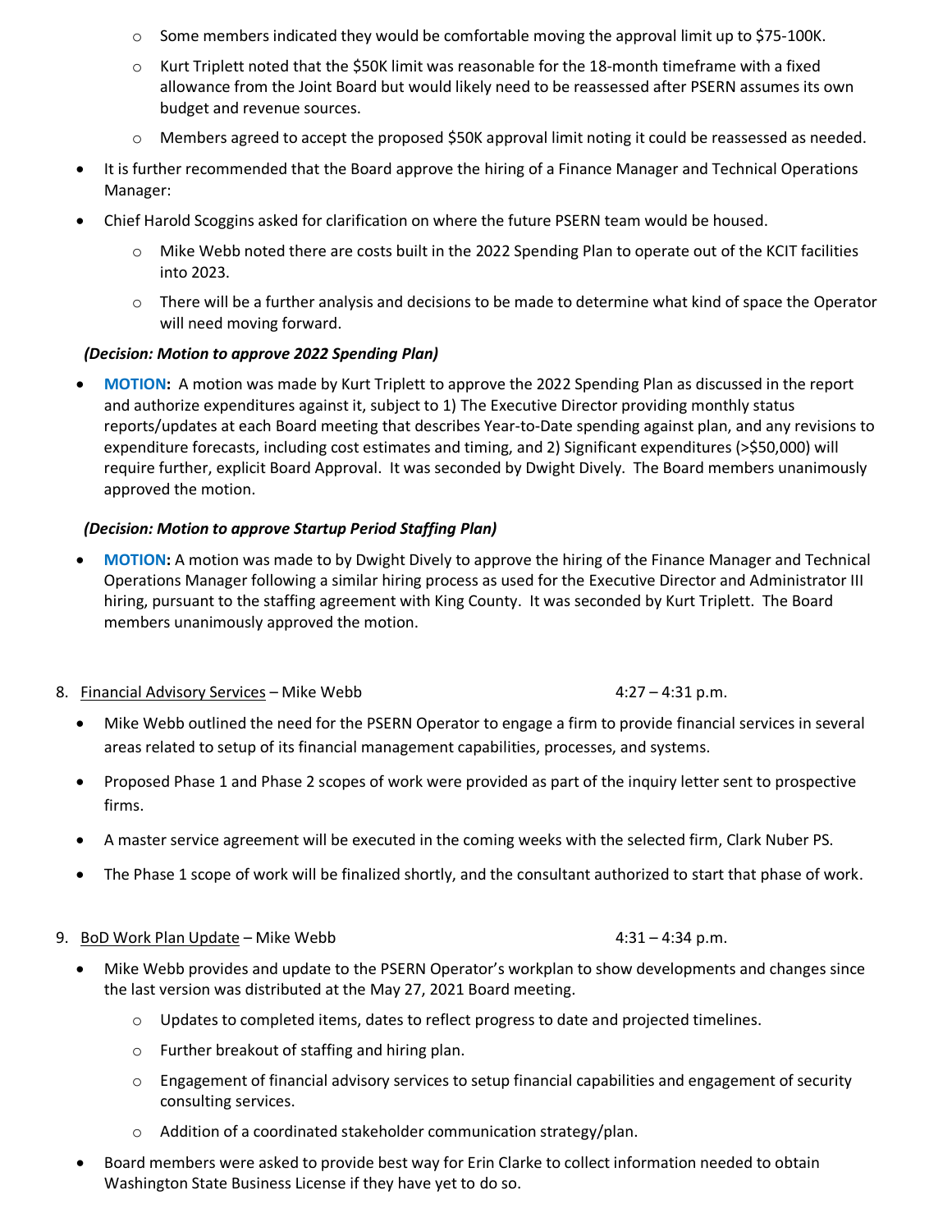- Some members indicated they would be comfortable moving the approval limit up to $75-100K.
    - Kurt Triplett noted that the $50K limit was reasonable for the 18-month timeframe with a fixed allowance from the Joint Board but would likely need to be reassessed after PSERN assumes its own budget and revenue sources.
    - Members agreed to accept the proposed $50K approval limit noting it could be reassessed as needed.
- It is further recommended that the Board approve the hiring of a Finance Manager and Technical Operations Manager:
- Chief Harold Scoggins asked for clarification on where the future PSERN team would be housed.
    - Mike Webb noted there are costs built in the 2022 Spending Plan to operate out of the KCIT facilities into 2023.
    - There will be a further analysis and decisions to be made to determine what kind of space the Operator will need moving forward.

***(Decision: Motion to approve 2022 Spending Plan)***

- **MOTION:** A motion was made by Kurt Triplett to approve the 2022 Spending Plan as discussed in the report and authorize expenditures against it, subject to 1) The Executive Director providing monthly status reports/updates at each Board meeting that describes Year-to-Date spending against plan, and any revisions to expenditure forecasts, including cost estimates and timing, and 2) Significant expenditures (>$50,000) will require further, explicit Board Approval. It was seconded by Dwight Dively. The Board members unanimously approved the motion.

***(Decision: Motion to approve Startup Period Staffing Plan)***

- **MOTION:** A motion was made to by Dwight Dively to approve the hiring of the Finance Manager and Technical Operations Manager following a similar hiring process as used for the Executive Director and Administrator III hiring, pursuant to the staffing agreement with King County. It was seconded by Kurt Triplett. The Board members unanimously approved the motion.

8. Financial Advisory Services – Mike Webb — 4:27 – 4:31 p.m.

- Mike Webb outlined the need for the PSERN Operator to engage a firm to provide financial services in several areas related to setup of its financial management capabilities, processes, and systems.
- Proposed Phase 1 and Phase 2 scopes of work were provided as part of the inquiry letter sent to prospective firms.
- A master service agreement will be executed in the coming weeks with the selected firm, Clark Nuber PS.
- The Phase 1 scope of work will be finalized shortly, and the consultant authorized to start that phase of work.

9. BoD Work Plan Update – Mike Webb — 4:31 – 4:34 p.m.

- Mike Webb provides and update to the PSERN Operator's workplan to show developments and changes since the last version was distributed at the May 27, 2021 Board meeting.
    - Updates to completed items, dates to reflect progress to date and projected timelines.
    - Further breakout of staffing and hiring plan.
    - Engagement of financial advisory services to setup financial capabilities and engagement of security consulting services.
    - Addition of a coordinated stakeholder communication strategy/plan.
- Board members were asked to provide best way for Erin Clarke to collect information needed to obtain Washington State Business License if they have yet to do so.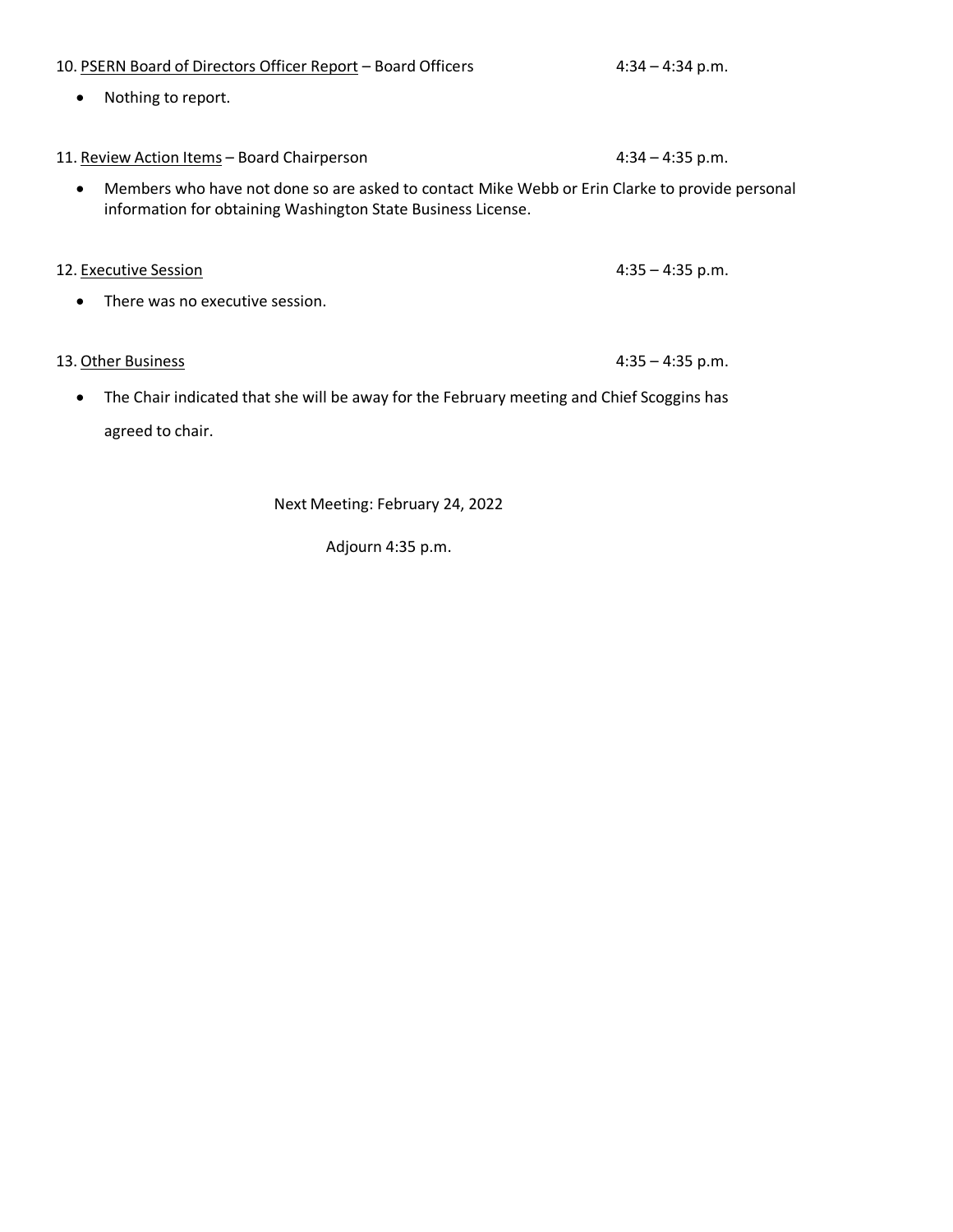10. <u>PSERN Board of Directors Officer Report</u> – Board Officers 4:34 – 4:34 p.m.

- Nothing to report.

11. <u>Review Action Items</u> – Board Chairperson 4:34 – 4:35 p.m.

- Members who have not done so are asked to contact Mike Webb or Erin Clarke to provide personal information for obtaining Washington State Business License.

12. <u>Executive Session</u> 4:35 – 4:35 p.m.

- There was no executive session.

13. <u>Other Business</u> 4:35 – 4:35 p.m.

- The Chair indicated that she will be away for the February meeting and Chief Scoggins has agreed to chair.

Next Meeting: February 24, 2022

Adjourn 4:35 p.m.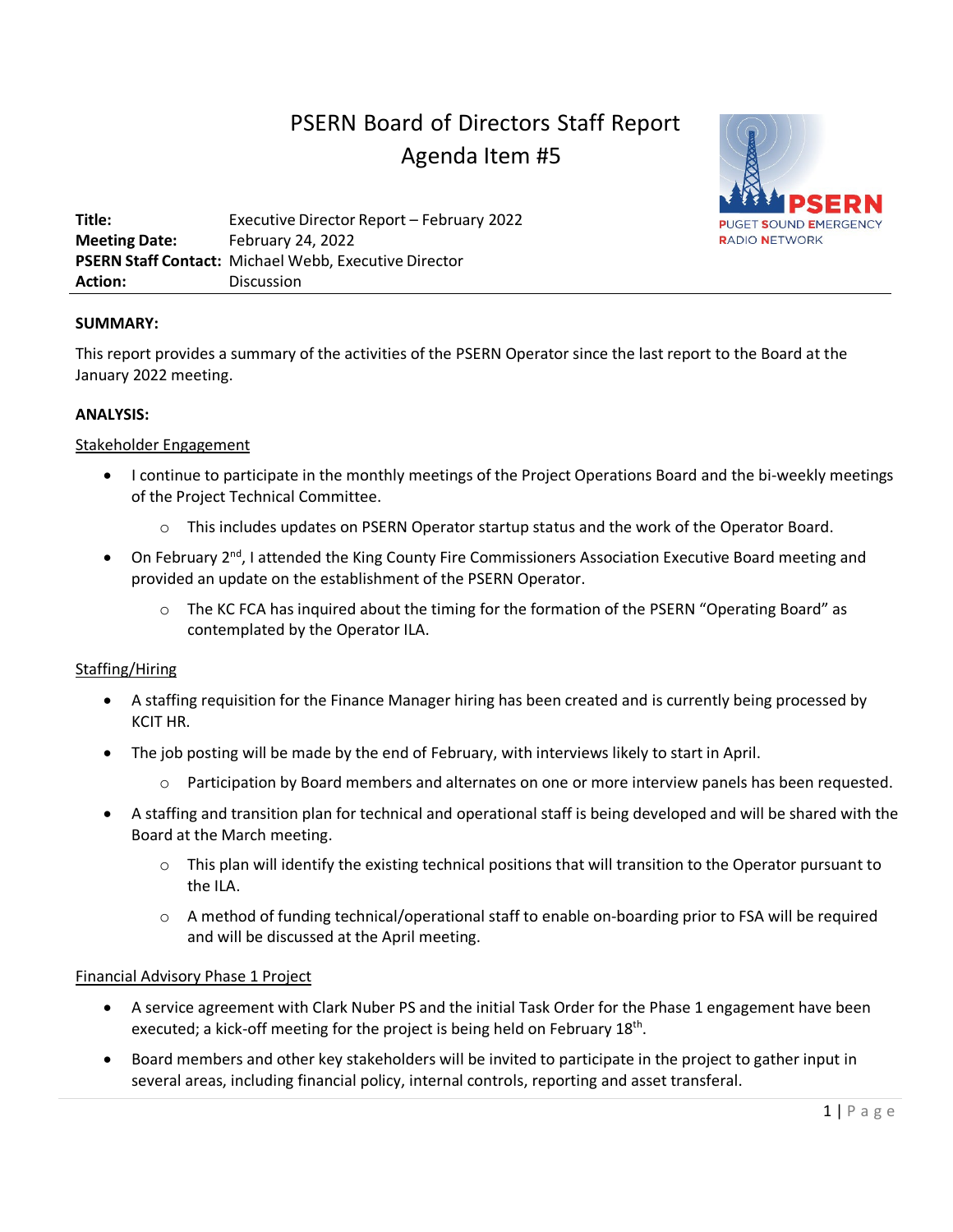# PSERN Board of Directors Staff Report
## Agenda Item #5

**Title:** Executive Director Report – February 2022
**Meeting Date:** February 24, 2022
**PSERN Staff Contact:** Michael Webb, Executive Director
**Action:** Discussion

**SUMMARY:**

This report provides a summary of the activities of the PSERN Operator since the last report to the Board at the January 2022 meeting.

**ANALYSIS:**

Stakeholder Engagement

- I continue to participate in the monthly meetings of the Project Operations Board and the bi-weekly meetings of the Project Technical Committee.
  - This includes updates on PSERN Operator startup status and the work of the Operator Board.
- On February 2nd, I attended the King County Fire Commissioners Association Executive Board meeting and provided an update on the establishment of the PSERN Operator.
  - The KC FCA has inquired about the timing for the formation of the PSERN "Operating Board" as contemplated by the Operator ILA.

Staffing/Hiring

- A staffing requisition for the Finance Manager hiring has been created and is currently being processed by KCIT HR.
- The job posting will be made by the end of February, with interviews likely to start in April.
  - Participation by Board members and alternates on one or more interview panels has been requested.
- A staffing and transition plan for technical and operational staff is being developed and will be shared with the Board at the March meeting.
  - This plan will identify the existing technical positions that will transition to the Operator pursuant to the ILA.
  - A method of funding technical/operational staff to enable on-boarding prior to FSA will be required and will be discussed at the April meeting.

Financial Advisory Phase 1 Project

- A service agreement with Clark Nuber PS and the initial Task Order for the Phase 1 engagement have been executed; a kick-off meeting for the project is being held on February 18th.
- Board members and other key stakeholders will be invited to participate in the project to gather input in several areas, including financial policy, internal controls, reporting and asset transferal.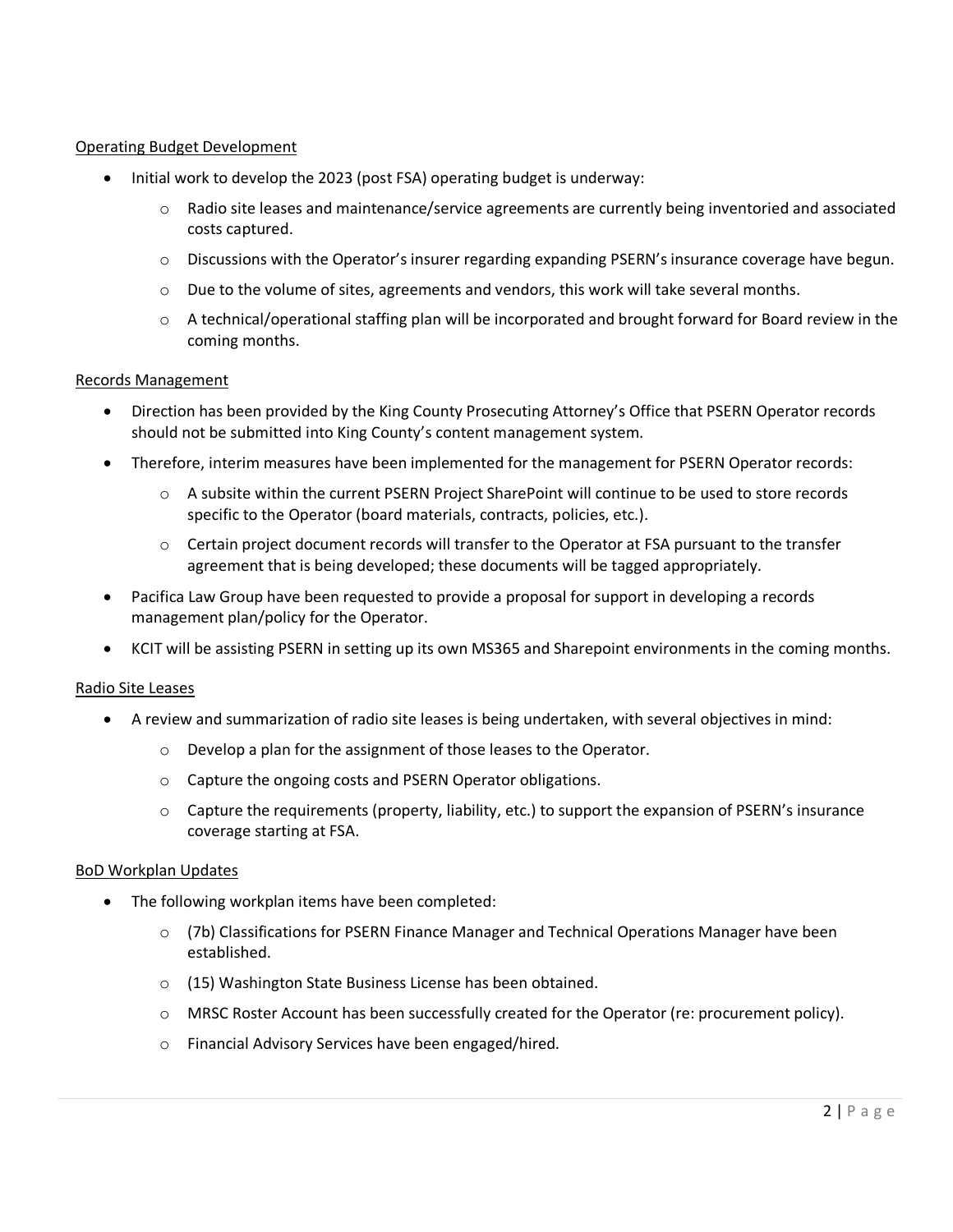Operating Budget Development

- Initial work to develop the 2023 (post FSA) operating budget is underway:
  - Radio site leases and maintenance/service agreements are currently being inventoried and associated costs captured.
  - Discussions with the Operator's insurer regarding expanding PSERN's insurance coverage have begun.
  - Due to the volume of sites, agreements and vendors, this work will take several months.
  - A technical/operational staffing plan will be incorporated and brought forward for Board review in the coming months.

Records Management

- Direction has been provided by the King County Prosecuting Attorney's Office that PSERN Operator records should not be submitted into King County's content management system.
- Therefore, interim measures have been implemented for the management for PSERN Operator records:
  - A subsite within the current PSERN Project SharePoint will continue to be used to store records specific to the Operator (board materials, contracts, policies, etc.).
  - Certain project document records will transfer to the Operator at FSA pursuant to the transfer agreement that is being developed; these documents will be tagged appropriately.
- Pacifica Law Group have been requested to provide a proposal for support in developing a records management plan/policy for the Operator.
- KCIT will be assisting PSERN in setting up its own MS365 and Sharepoint environments in the coming months.

Radio Site Leases

- A review and summarization of radio site leases is being undertaken, with several objectives in mind:
  - Develop a plan for the assignment of those leases to the Operator.
  - Capture the ongoing costs and PSERN Operator obligations.
  - Capture the requirements (property, liability, etc.) to support the expansion of PSERN's insurance coverage starting at FSA.

BoD Workplan Updates

- The following workplan items have been completed:
  - (7b) Classifications for PSERN Finance Manager and Technical Operations Manager have been established.
  - (15) Washington State Business License has been obtained.
  - MRSC Roster Account has been successfully created for the Operator (re: procurement policy).
  - Financial Advisory Services have been engaged/hired.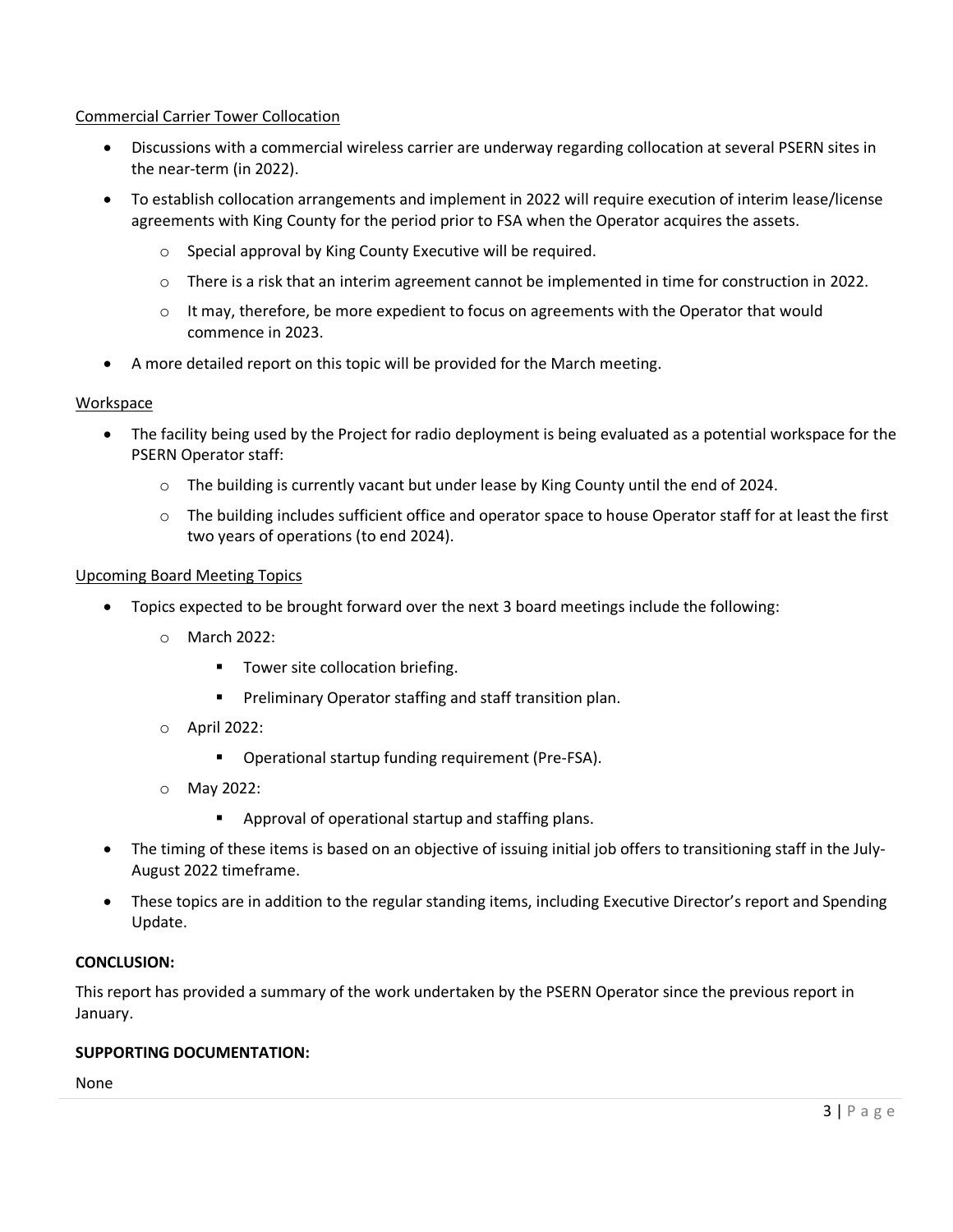Commercial Carrier Tower Collocation

- Discussions with a commercial wireless carrier are underway regarding collocation at several PSERN sites in the near-term (in 2022).
- To establish collocation arrangements and implement in 2022 will require execution of interim lease/license agreements with King County for the period prior to FSA when the Operator acquires the assets.
  - Special approval by King County Executive will be required.
  - There is a risk that an interim agreement cannot be implemented in time for construction in 2022.
  - It may, therefore, be more expedient to focus on agreements with the Operator that would commence in 2023.
- A more detailed report on this topic will be provided for the March meeting.

Workspace

- The facility being used by the Project for radio deployment is being evaluated as a potential workspace for the PSERN Operator staff:
  - The building is currently vacant but under lease by King County until the end of 2024.
  - The building includes sufficient office and operator space to house Operator staff for at least the first two years of operations (to end 2024).

Upcoming Board Meeting Topics

- Topics expected to be brought forward over the next 3 board meetings include the following:
  - March 2022:
    - Tower site collocation briefing.
    - Preliminary Operator staffing and staff transition plan.
  - April 2022:
    - Operational startup funding requirement (Pre-FSA).
  - May 2022:
    - Approval of operational startup and staffing plans.
- The timing of these items is based on an objective of issuing initial job offers to transitioning staff in the July-August 2022 timeframe.
- These topics are in addition to the regular standing items, including Executive Director's report and Spending Update.

**CONCLUSION:**

This report has provided a summary of the work undertaken by the PSERN Operator since the previous report in January.

**SUPPORTING DOCUMENTATION:**

None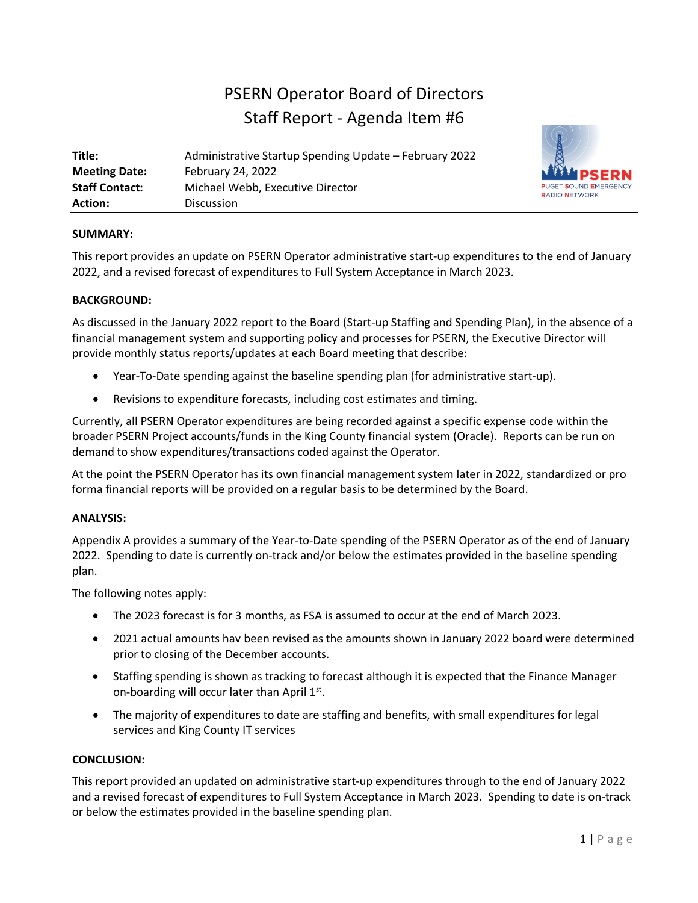# PSERN Operator Board of Directors
## Staff Report - Agenda Item #6

| | |
|---|---|
| **Title:** | Administrative Startup Spending Update – February 2022 |
| **Meeting Date:** | February 24, 2022 |
| **Staff Contact:** | Michael Webb, Executive Director |
| **Action:** | Discussion |

**SUMMARY:**

This report provides an update on PSERN Operator administrative start-up expenditures to the end of January 2022, and a revised forecast of expenditures to Full System Acceptance in March 2023.

**BACKGROUND:**

As discussed in the January 2022 report to the Board (Start-up Staffing and Spending Plan), in the absence of a financial management system and supporting policy and processes for PSERN, the Executive Director will provide monthly status reports/updates at each Board meeting that describe:

- Year-To-Date spending against the baseline spending plan (for administrative start-up).
- Revisions to expenditure forecasts, including cost estimates and timing.

Currently, all PSERN Operator expenditures are being recorded against a specific expense code within the broader PSERN Project accounts/funds in the King County financial system (Oracle). Reports can be run on demand to show expenditures/transactions coded against the Operator.

At the point the PSERN Operator has its own financial management system later in 2022, standardized or pro forma financial reports will be provided on a regular basis to be determined by the Board.

**ANALYSIS:**

Appendix A provides a summary of the Year-to-Date spending of the PSERN Operator as of the end of January 2022. Spending to date is currently on-track and/or below the estimates provided in the baseline spending plan.

The following notes apply:

- The 2023 forecast is for 3 months, as FSA is assumed to occur at the end of March 2023.
- 2021 actual amounts hav been revised as the amounts shown in January 2022 board were determined prior to closing of the December accounts.
- Staffing spending is shown as tracking to forecast although it is expected that the Finance Manager on-boarding will occur later than April 1st.
- The majority of expenditures to date are staffing and benefits, with small expenditures for legal services and King County IT services

**CONCLUSION:**

This report provided an updated on administrative start-up expenditures through to the end of January 2022 and a revised forecast of expenditures to Full System Acceptance in March 2023. Spending to date is on-track or below the estimates provided in the baseline spending plan.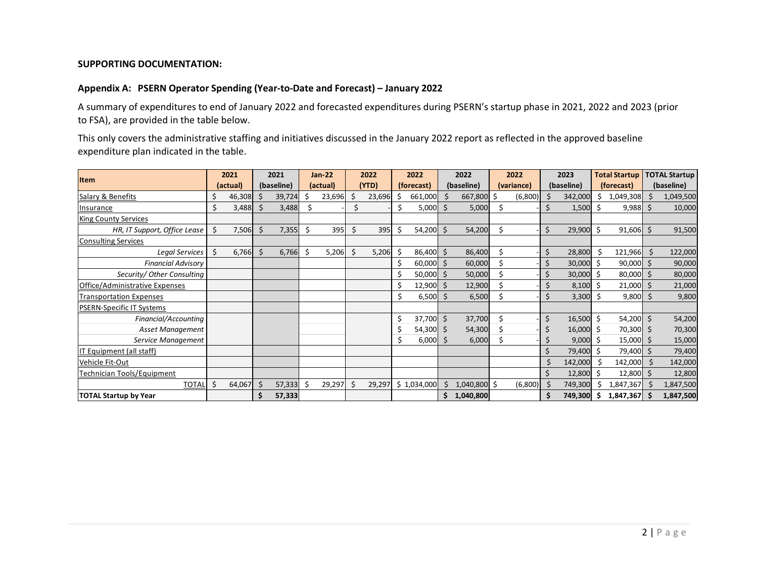**SUPPORTING DOCUMENTATION:**

**Appendix A: PSERN Operator Spending (Year-to-Date and Forecast) – January 2022**

A summary of expenditures to end of January 2022 and forecasted expenditures during PSERN's startup phase in 2021, 2022 and 2023 (prior to FSA), are provided in the table below.

This only covers the administrative staffing and initiatives discussed in the January 2022 report as reflected in the approved baseline expenditure plan indicated in the table.

| Item | 2021 (actual) | 2021 (baseline) | Jan-22 (actual) | 2022 (YTD) | 2022 (forecast) | 2022 (baseline) | 2022 (variance) | 2023 (baseline) | Total Startup (forecast) | TOTAL Startup (baseline) |
|---|---|---|---|---|---|---|---|---|---|---|
| Salary & Benefits | $ 46,308 | $ 39,724 | $ 23,696 | $ 23,696 | $ 661,000 | $ 667,800 | $ (6,800) | $ 342,000 | $ 1,049,308 | $ 1,049,500 |
| Insurance | $ 3,488 | $ 3,488 | $ - | $ - | $ 5,000 | $ 5,000 | $ - | $ 1,500 | $ 9,988 | $ 10,000 |
| King County Services | | | | | | | | | | |
| *HR, IT Support, Office Lease* | $ 7,506 | $ 7,355 | $ 395 | $ 395 | $ 54,200 | $ 54,200 | $ - | $ 29,900 | $ 91,606 | $ 91,500 |
| Consulting Services | | | | | | | | | | |
| *Legal Services* | $ 6,766 | $ 6,766 | $ 5,206 | $ 5,206 | $ 86,400 | $ 86,400 | $ - | $ 28,800 | $ 121,966 | $ 122,000 |
| *Financial Advisory* | | | | | $ 60,000 | $ 60,000 | $ - | $ 30,000 | $ 90,000 | $ 90,000 |
| *Security/ Other Consulting* | | | | | $ 50,000 | $ 50,000 | $ - | $ 30,000 | $ 80,000 | $ 80,000 |
| Office/Administrative Expenses | | | | | $ 12,900 | $ 12,900 | $ - | $ 8,100 | $ 21,000 | $ 21,000 |
| Transportation Expenses | | | | | $ 6,500 | $ 6,500 | $ - | $ 3,300 | $ 9,800 | $ 9,800 |
| PSERN-Specific IT Systems | | | | | | | | | | |
| *Financial/Accounting* | | | | | $ 37,700 | $ 37,700 | $ - | $ 16,500 | $ 54,200 | $ 54,200 |
| *Asset Management* | | | | | $ 54,300 | $ 54,300 | $ - | $ 16,000 | $ 70,300 | $ 70,300 |
| *Service Management* | | | | | $ 6,000 | $ 6,000 | $ - | $ 9,000 | $ 15,000 | $ 15,000 |
| IT Equipment (all staff) | | | | | | | | $ 79,400 | $ 79,400 | $ 79,400 |
| Vehicle Fit-Out | | | | | | | | $ 142,000 | $ 142,000 | $ 142,000 |
| Technician Tools/Equipment | | | | | | | | $ 12,800 | $ 12,800 | $ 12,800 |
| TOTAL | $ 64,067 | $ 57,333 | $ 29,297 | $ 29,297 | $ 1,034,000 | $ 1,040,800 | $ (6,800) | $ 749,300 | $ 1,847,367 | $ 1,847,500 |
| **TOTAL Startup by Year** | | **$ 57,333** | | | | **$ 1,040,800** | | **$ 749,300** | **$ 1,847,367** | **$ 1,847,500** |